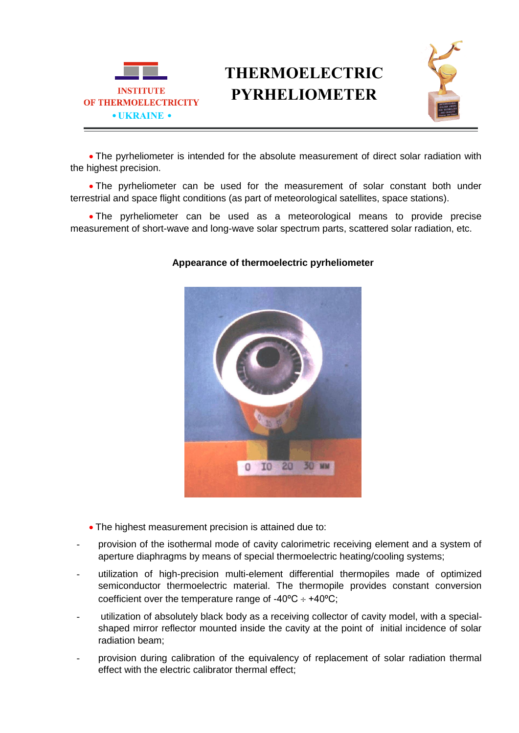INSTITUTE OF THERMOELECTRICITY • UKRAINE •

# THERMOELECTRIC PYRHELIOMETER

- The pyrheliometer is intended for the absolute measurement of direct solar radiation with the highest precision.

- The pyrheliometer can be used for the measurement of solar constant both under terrestrial and space flight conditions (as part of meteorological satellites, space stations).

- The pyrheliometer can be used as a meteorological means to provide precise measurement of short-wave and long-wave solar spectrum parts, scattered solar radiation, etc.

**Appearance of thermoelectric pyrheliometer**

- The highest measurement precision is attained due to:

- provision of the isothermal mode of cavity calorimetric receiving element and a system of aperture diaphragms by means of special thermoelectric heating/cooling systems;
- utilization of high-precision multi-element differential thermopiles made of optimized semiconductor thermoelectric material. The thermopile provides constant conversion coefficient over the temperature range of -40ºC ÷ +40ºC;
- utilization of absolutely black body as a receiving collector of cavity model, with a special-shaped mirror reflector mounted inside the cavity at the point of initial incidence of solar radiation beam;
- provision during calibration of the equivalency of replacement of solar radiation thermal effect with the electric calibrator thermal effect;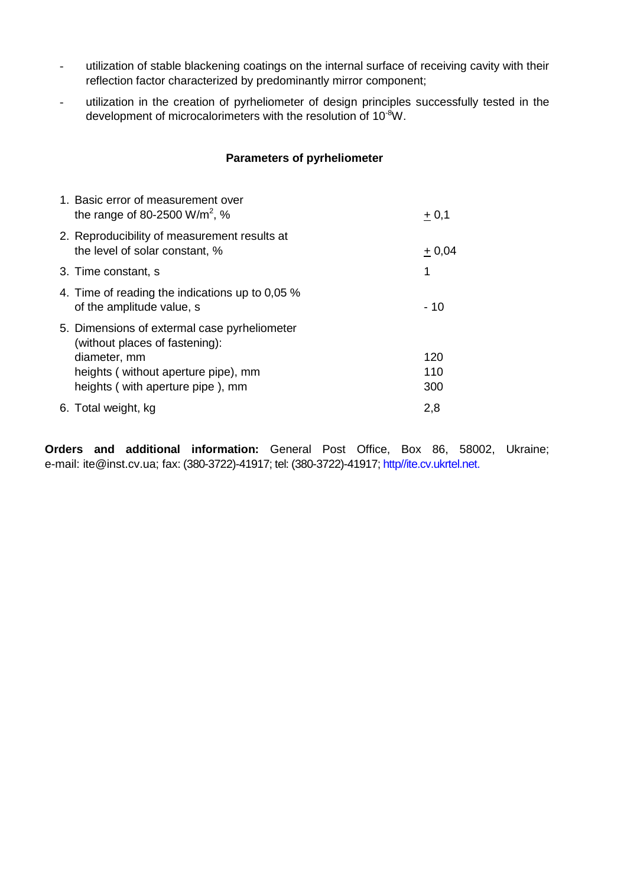- utilization of stable blackening coatings on the internal surface of receiving cavity with their reflection factor characterized by predominantly mirror component;
- utilization in the creation of pyrheliometer of design principles successfully tested in the development of microcalorimeters with the resolution of $10^{-8}$W.

**Parameters of pyrheliometer**

| | |
|---|---|
| 1. Basic error of measurement over the range of 80-2500 W/m$^2$, % | ± 0,1 |
| 2. Reproducibility of measurement results at the level of solar constant, % | ± 0,04 |
| 3. Time constant, s | 1 |
| 4. Time of reading the indications up to 0,05 % of the amplitude value, s | - 10 |
| 5. Dimensions of extermal case pyrheliometer (without places of fastening): | |
| diameter, mm | 120 |
| heights ( without aperture pipe), mm | 110 |
| heights ( with aperture pipe ), mm | 300 |
| 6. Total weight, kg | 2,8 |

**Orders and additional information:** General Post Office, Box 86, 58002, Ukraine; e-mail: ite@inst.cv.ua; fax: (380-3722)-41917; tel: (380-3722)-41917; http//ite.cv.ukrtel.net.